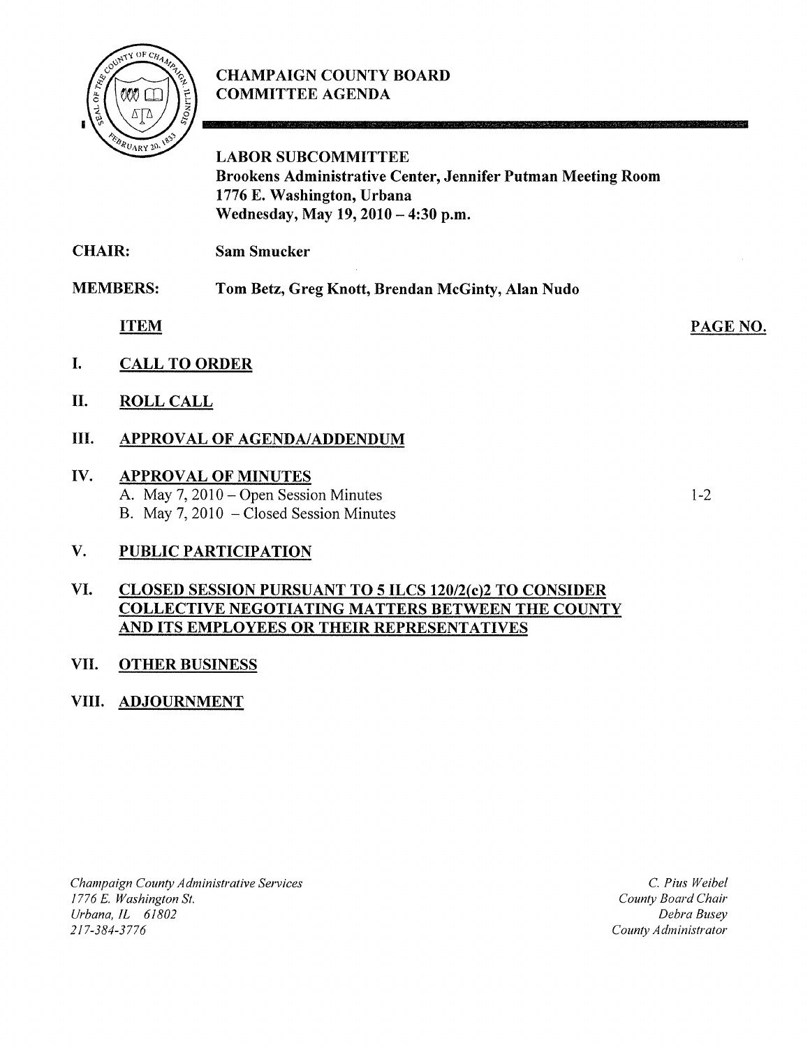# CHAMPAIGN COUNTY BOARD COMMITTEE AGENDA

**LABOR SUBCOMMITTEE**
**Brookens Administrative Center, Jennifer Putman Meeting Room**
**1776 E. Washington, Urbana**
**Wednesday, May 19, 2010 – 4:30 p.m.**

**CHAIR:** **Sam Smucker**

**MEMBERS:** **Tom Betz, Greg Knott, Brendan McGinty, Alan Nudo**

| ITEM | PAGE NO. |
| --- | --- |
| **I. CALL TO ORDER** | |
| **II. ROLL CALL** | |
| **III. APPROVAL OF AGENDA/ADDENDUM** | |
| **IV. APPROVAL OF MINUTES** | |
| A. May 7, 2010 – Open Session Minutes | 1-2 |
| B. May 7, 2010 – Closed Session Minutes | |
| **V. PUBLIC PARTICIPATION** | |
| **VI. CLOSED SESSION PURSUANT TO 5 ILCS 120/2(c)2 TO CONSIDER COLLECTIVE NEGOTIATING MATTERS BETWEEN THE COUNTY AND ITS EMPLOYEES OR THEIR REPRESENTATIVES** | |
| **VII. OTHER BUSINESS** | |
| **VIII. ADJOURNMENT** | |

*Champaign County Administrative Services*
*1776 E. Washington St.*
*Urbana, IL 61802*
*217-384-3776*

*C. Pius Weibel*
*County Board Chair*
*Debra Busey*
*County Administrator*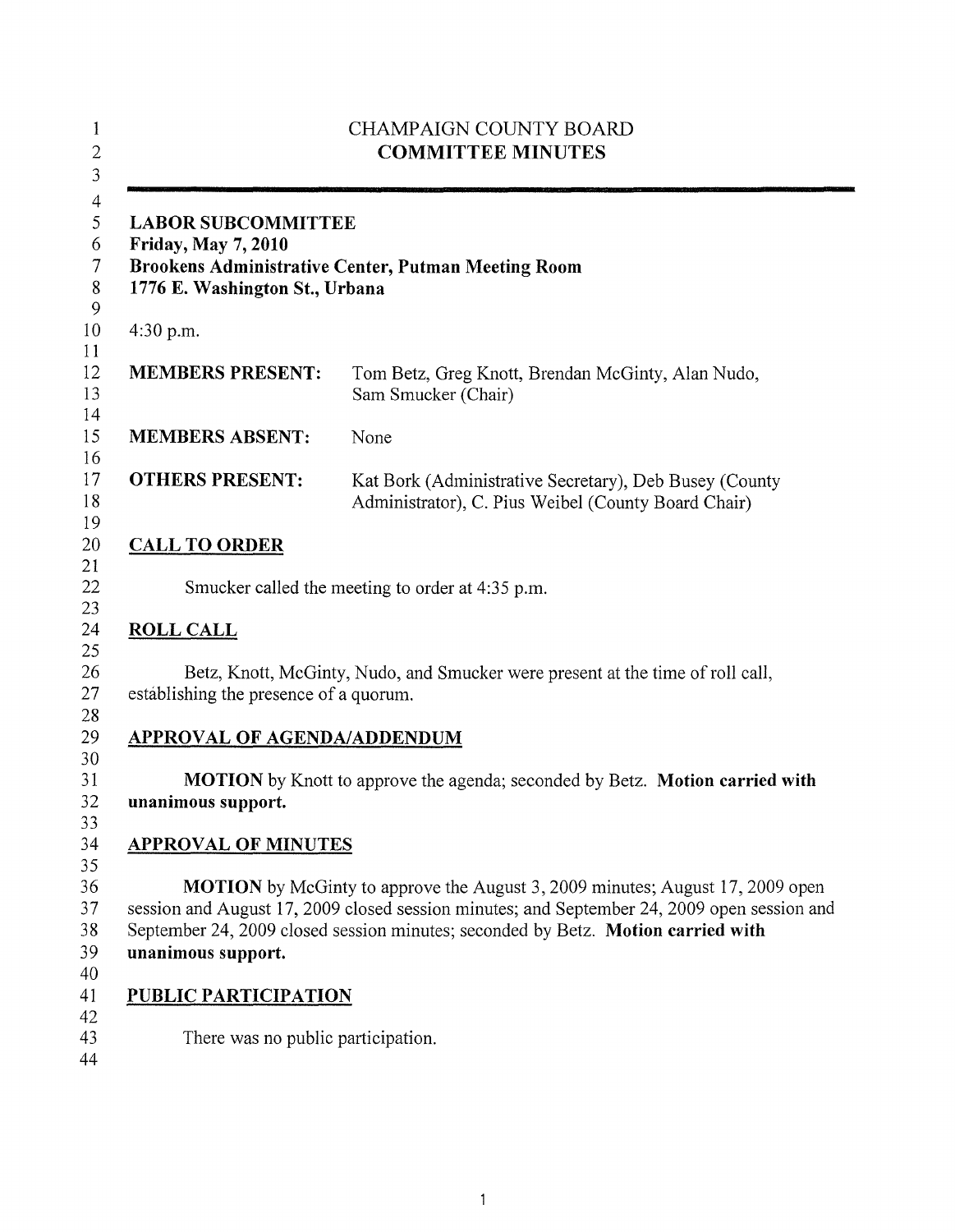# CHAMPAIGN COUNTY BOARD
## COMMITTEE MINUTES

---

**LABOR SUBCOMMITTEE**
**Friday, May 7, 2010**
**Brookens Administrative Center, Putman Meeting Room**
**1776 E. Washington St., Urbana**

4:30 p.m.

**MEMBERS PRESENT:** Tom Betz, Greg Knott, Brendan McGinty, Alan Nudo, Sam Smucker (Chair)

**MEMBERS ABSENT:** None

**OTHERS PRESENT:** Kat Bork (Administrative Secretary), Deb Busey (County Administrator), C. Pius Weibel (County Board Chair)

## CALL TO ORDER

Smucker called the meeting to order at 4:35 p.m.

## ROLL CALL

Betz, Knott, McGinty, Nudo, and Smucker were present at the time of roll call, establishing the presence of a quorum.

## APPROVAL OF AGENDA/ADDENDUM

**MOTION** by Knott to approve the agenda; seconded by Betz. **Motion carried with unanimous support.**

## APPROVAL OF MINUTES

**MOTION** by McGinty to approve the August 3, 2009 minutes; August 17, 2009 open session and August 17, 2009 closed session minutes; and September 24, 2009 open session and September 24, 2009 closed session minutes; seconded by Betz. **Motion carried with unanimous support.**

## PUBLIC PARTICIPATION

There was no public participation.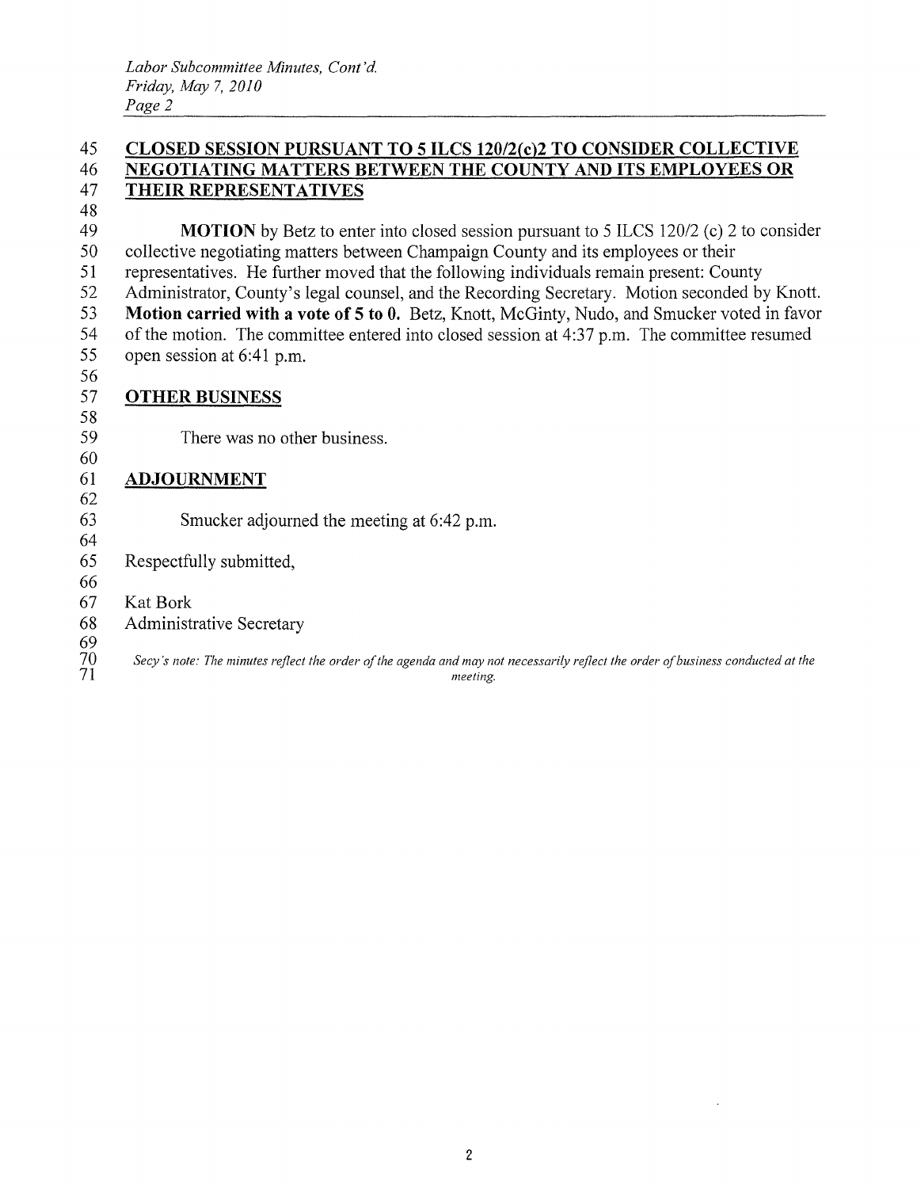## CLOSED SESSION PURSUANT TO 5 ILCS 120/2(c)2 TO CONSIDER COLLECTIVE NEGOTIATING MATTERS BETWEEN THE COUNTY AND ITS EMPLOYEES OR THEIR REPRESENTATIVES

**MOTION** by Betz to enter into closed session pursuant to 5 ILCS 120/2 (c) 2 to consider collective negotiating matters between Champaign County and its employees or their representatives. He further moved that the following individuals remain present: County Administrator, County's legal counsel, and the Recording Secretary. Motion seconded by Knott. **Motion carried with a vote of 5 to 0.** Betz, Knott, McGinty, Nudo, and Smucker voted in favor of the motion. The committee entered into closed session at 4:37 p.m. The committee resumed open session at 6:41 p.m.

## OTHER BUSINESS

There was no other business.

## ADJOURNMENT

Smucker adjourned the meeting at 6:42 p.m.

Respectfully submitted,

Kat Bork
Administrative Secretary

*Secy's note: The minutes reflect the order of the agenda and may not necessarily reflect the order of business conducted at the meeting.*